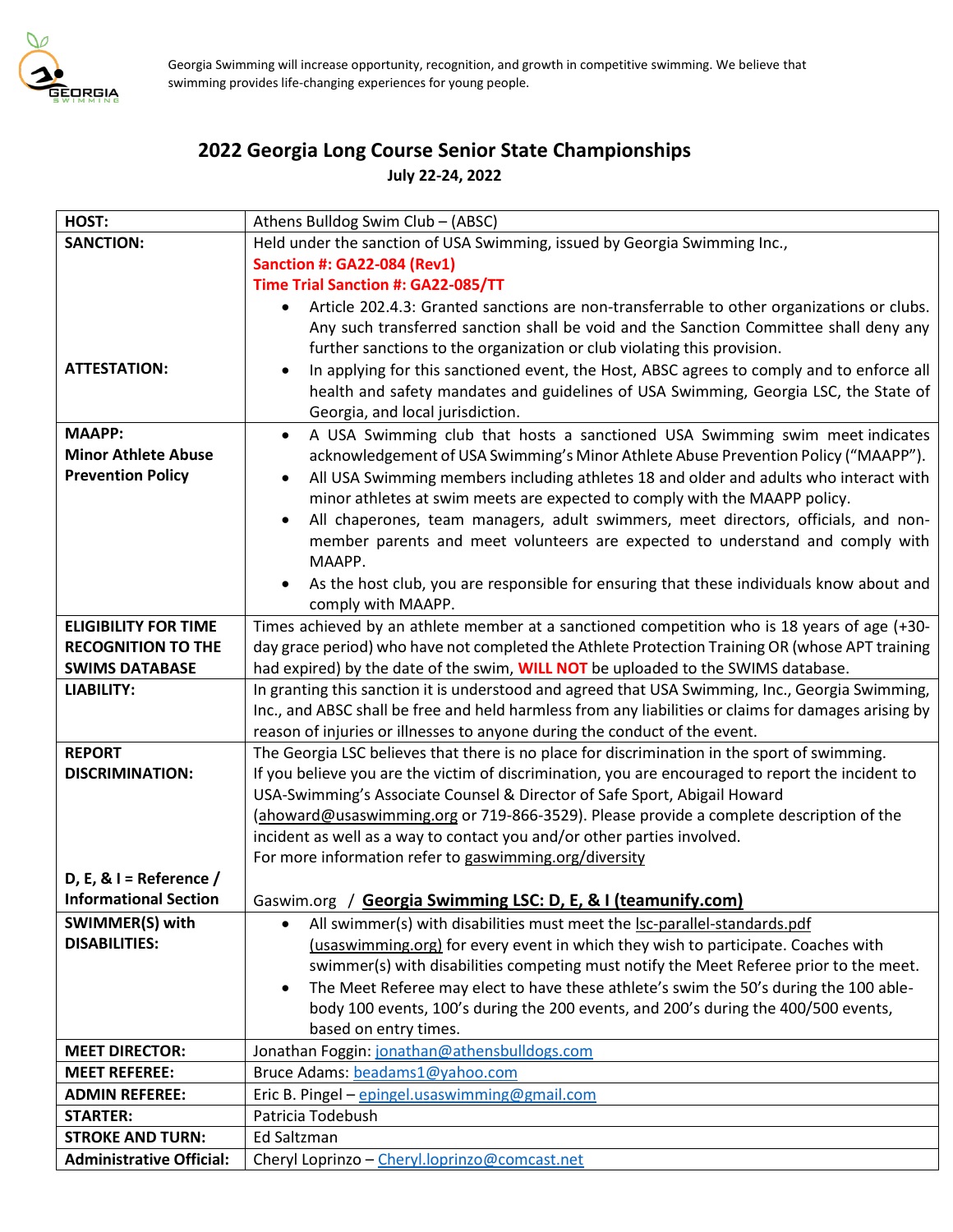Georgia Swimming will increase opportunity, recognition, and growth in competitive swimming. We believe that swimming provides life-changing experiences for young people.

# 2022 Georgia Long Course Senior State Championships

**July 22-24, 2022**

| | |
|---|---|
| **HOST:** | Athens Bulldog Swim Club – (ABSC) |
| **SANCTION:**<br><br><br><br><br>**ATTESTATION:** | Held under the sanction of USA Swimming, issued by Georgia Swimming Inc.,<br>**Sanction #: GA22-084 (Rev1)**<br>**Time Trial Sanction #: GA22-085/TT**<br>• Article 202.4.3: Granted sanctions are non-transferrable to other organizations or clubs. Any such transferred sanction shall be void and the Sanction Committee shall deny any further sanctions to the organization or club violating this provision.<br>• In applying for this sanctioned event, the Host, ABSC agrees to comply and to enforce all health and safety mandates and guidelines of USA Swimming, Georgia LSC, the State of Georgia, and local jurisdiction. |
| **MAAPP: Minor Athlete Abuse Prevention Policy** | • A USA Swimming club that hosts a sanctioned USA Swimming swim meet indicates acknowledgement of USA Swimming's Minor Athlete Abuse Prevention Policy ("MAAPP").<br>• All USA Swimming members including athletes 18 and older and adults who interact with minor athletes at swim meets are expected to comply with the MAAPP policy.<br>• All chaperones, team managers, adult swimmers, meet directors, officials, and non-member parents and meet volunteers are expected to understand and comply with MAAPP.<br>• As the host club, you are responsible for ensuring that these individuals know about and comply with MAAPP. |
| **ELIGIBILITY FOR TIME RECOGNITION TO THE SWIMS DATABASE** | Times achieved by an athlete member at a sanctioned competition who is 18 years of age (+30-day grace period) who have not completed the Athlete Protection Training OR (whose APT training had expired) by the date of the swim, **WILL NOT** be uploaded to the SWIMS database. |
| **LIABILITY:** | In granting this sanction it is understood and agreed that USA Swimming, Inc., Georgia Swimming, Inc., and ABSC shall be free and held harmless from any liabilities or claims for damages arising by reason of injuries or illnesses to anyone during the conduct of the event. |
| **REPORT DISCRIMINATION:**<br><br><br><br><br>**D, E, & I = Reference / Informational Section** | The Georgia LSC believes that there is no place for discrimination in the sport of swimming.<br>If you believe you are the victim of discrimination, you are encouraged to report the incident to USA-Swimming's Associate Counsel & Director of Safe Sport, Abigail Howard (ahoward@usaswimming.org or 719-866-3529). Please provide a complete description of the incident as well as a way to contact you and/or other parties involved.<br>For more information refer to gaswimming.org/diversity<br><br>Gaswim.org / **Georgia Swimming LSC: D, E, & I (teamunify.com)** |
| **SWIMMER(S) with DISABILITIES:** | • All swimmer(s) with disabilities must meet the lsc-parallel-standards.pdf (usaswimming.org) for every event in which they wish to participate. Coaches with swimmer(s) with disabilities competing must notify the Meet Referee prior to the meet.<br>• The Meet Referee may elect to have these athlete's swim the 50's during the 100 able-body 100 events, 100's during the 200 events, and 200's during the 400/500 events, based on entry times. |
| **MEET DIRECTOR:** | Jonathan Foggin: jonathan@athensbulldogs.com |
| **MEET REFEREE:** | Bruce Adams: beadams1@yahoo.com |
| **ADMIN REFEREE:** | Eric B. Pingel – epingel.usaswimming@gmail.com |
| **STARTER:** | Patricia Todebush |
| **STROKE AND TURN:** | Ed Saltzman |
| **Administrative Official:** | Cheryl Loprinzo – Cheryl.loprinzo@comcast.net |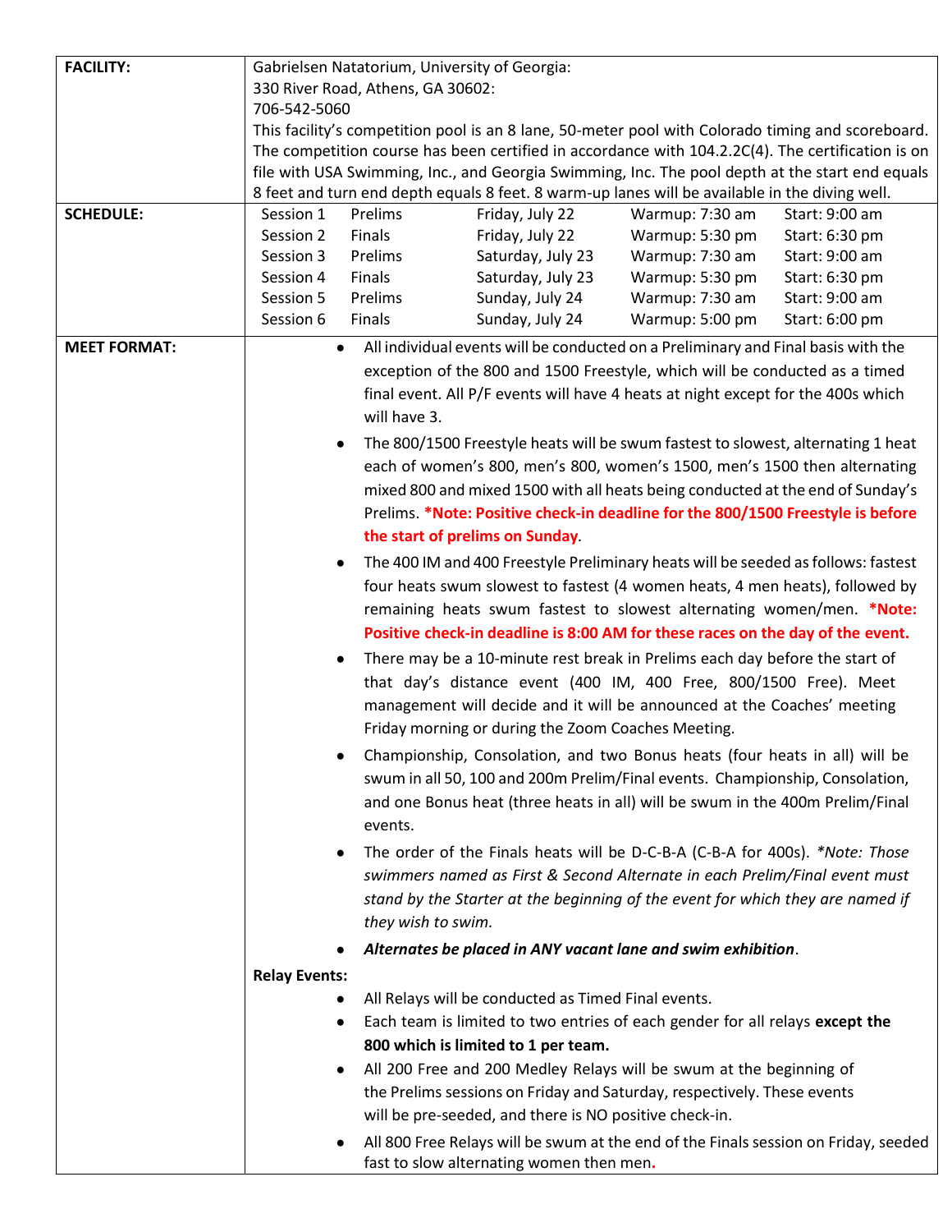| | |
|---|---|
| **FACILITY:** | Gabrielsen Natatorium, University of Georgia:<br>330 River Road, Athens, GA 30602:<br>706-542-5060<br>This facility's competition pool is an 8 lane, 50-meter pool with Colorado timing and scoreboard. The competition course has been certified in accordance with 104.2.2C(4). The certification is on file with USA Swimming, Inc., and Georgia Swimming, Inc. The pool depth at the start end equals 8 feet and turn end depth equals 8 feet. 8 warm-up lanes will be available in the diving well. |
| **SCHEDULE:** | Session 1 Prelims Friday, July 22 Warmup: 7:30 am Start: 9:00 am<br>Session 2 Finals Friday, July 22 Warmup: 5:30 pm Start: 6:30 pm<br>Session 3 Prelims Saturday, July 23 Warmup: 7:30 am Start: 9:00 am<br>Session 4 Finals Saturday, July 23 Warmup: 5:30 pm Start: 6:30 pm<br>Session 5 Prelims Sunday, July 24 Warmup: 7:30 am Start: 9:00 am<br>Session 6 Finals Sunday, July 24 Warmup: 5:00 pm Start: 6:00 pm |

**MEET FORMAT:**

- All individual events will be conducted on a Preliminary and Final basis with the exception of the 800 and 1500 Freestyle, which will be conducted as a timed final event. All P/F events will have 4 heats at night except for the 400s which will have 3.
- The 800/1500 Freestyle heats will be swum fastest to slowest, alternating 1 heat each of women's 800, men's 800, women's 1500, men's 1500 then alternating mixed 800 and mixed 1500 with all heats being conducted at the end of Sunday's Prelims. ***Note: Positive check-in deadline for the 800/1500 Freestyle is before the start of prelims on Sunday**.
- The 400 IM and 400 Freestyle Preliminary heats will be seeded as follows: fastest four heats swum slowest to fastest (4 women heats, 4 men heats), followed by remaining heats swum fastest to slowest alternating women/men. ***Note: Positive check-in deadline is 8:00 AM for these races on the day of the event.**
- There may be a 10-minute rest break in Prelims each day before the start of that day's distance event (400 IM, 400 Free, 800/1500 Free). Meet management will decide and it will be announced at the Coaches' meeting Friday morning or during the Zoom Coaches Meeting.
- Championship, Consolation, and two Bonus heats (four heats in all) will be swum in all 50, 100 and 200m Prelim/Final events. Championship, Consolation, and one Bonus heat (three heats in all) will be swum in the 400m Prelim/Final events.
- The order of the Finals heats will be D-C-B-A (C-B-A for 400s). **Note: Those swimmers named as First & Second Alternate in each Prelim/Final event must stand by the Starter at the beginning of the event for which they are named if they wish to swim.*
- ***Alternates be placed in ANY vacant lane and swim exhibition***.

**Relay Events:**

- All Relays will be conducted as Timed Final events.
- Each team is limited to two entries of each gender for all relays **except the 800 which is limited to 1 per team.**
- All 200 Free and 200 Medley Relays will be swum at the beginning of the Prelims sessions on Friday and Saturday, respectively. These events will be pre-seeded, and there is NO positive check-in.
- All 800 Free Relays will be swum at the end of the Finals session on Friday, seeded fast to slow alternating women then men.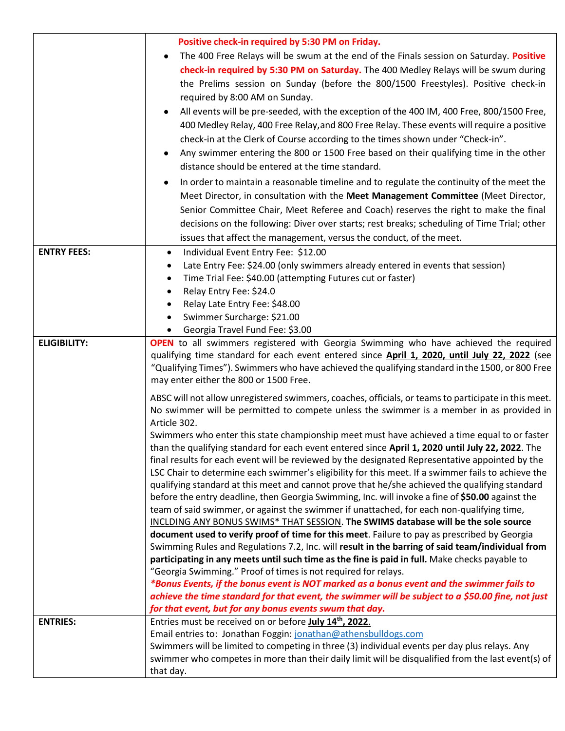| | |
|---|---|
| | **Positive check-in required by 5:30 PM on Friday.**<br>• The 400 Free Relays will be swum at the end of the Finals session on Saturday. **Positive check-in required by 5:30 PM on Saturday.** The 400 Medley Relays will be swum during the Prelims session on Sunday (before the 800/1500 Freestyles). Positive check-in required by 8:00 AM on Sunday.<br>• All events will be pre-seeded, with the exception of the 400 IM, 400 Free, 800/1500 Free, 400 Medley Relay, 400 Free Relay,and 800 Free Relay. These events will require a positive check-in at the Clerk of Course according to the times shown under "Check-in".<br>• Any swimmer entering the 800 or 1500 Free based on their qualifying time in the other distance should be entered at the time standard.<br>• In order to maintain a reasonable timeline and to regulate the continuity of the meet the Meet Director, in consultation with the **Meet Management Committee** (Meet Director, Senior Committee Chair, Meet Referee and Coach) reserves the right to make the final decisions on the following: Diver over starts; rest breaks; scheduling of Time Trial; other issues that affect the management, versus the conduct, of the meet. |
| **ENTRY FEES:** | • Individual Event Entry Fee: $12.00<br>• Late Entry Fee: $24.00 (only swimmers already entered in events that session)<br>• Time Trial Fee: $40.00 (attempting Futures cut or faster)<br>• Relay Entry Fee: $24.0<br>• Relay Late Entry Fee: $48.00<br>• Swimmer Surcharge: $21.00<br>• Georgia Travel Fund Fee: $3.00 |
| **ELIGIBILITY:** | **OPEN** to all swimmers registered with Georgia Swimming who have achieved the required qualifying time standard for each event entered since **April 1, 2020, until July 22, 2022** (see "Qualifying Times"). Swimmers who have achieved the qualifying standard in the 1500, or 800 Free may enter either the 800 or 1500 Free.<br><br>ABSC will not allow unregistered swimmers, coaches, officials, or teams to participate in this meet. No swimmer will be permitted to compete unless the swimmer is a member in as provided in Article 302.<br>Swimmers who enter this state championship meet must have achieved a time equal to or faster than the qualifying standard for each event entered since **April 1, 2020 until July 22, 2022**. The final results for each event will be reviewed by the designated Representative appointed by the LSC Chair to determine each swimmer's eligibility for this meet. If a swimmer fails to achieve the qualifying standard at this meet and cannot prove that he/she achieved the qualifying standard before the entry deadline, then Georgia Swimming, Inc. will invoke a fine of **$50.00** against the team of said swimmer, or against the swimmer if unattached, for each non-qualifying time, INCLDING ANY BONUS SWIMS* THAT SESSION. **The SWIMS database will be the sole source document used to verify proof of time for this meet**. Failure to pay as prescribed by Georgia Swimming Rules and Regulations 7.2, Inc. will **result in the barring of said team/individual from participating in any meets until such time as the fine is paid in full.** Make checks payable to "Georgia Swimming." Proof of times is not required for relays.<br>***Bonus Events, if the bonus event is NOT marked as a bonus event and the swimmer fails to achieve the time standard for that event, the swimmer will be subject to a $50.00 fine, not just for that event, but for any bonus events swum that day.*** |
| **ENTRIES:** | Entries must be received on or before **July 14th, 2022**.<br>Email entries to: Jonathan Foggin: jonathan@athensbulldogs.com<br>Swimmers will be limited to competing in three (3) individual events per day plus relays. Any swimmer who competes in more than their daily limit will be disqualified from the last event(s) of that day. |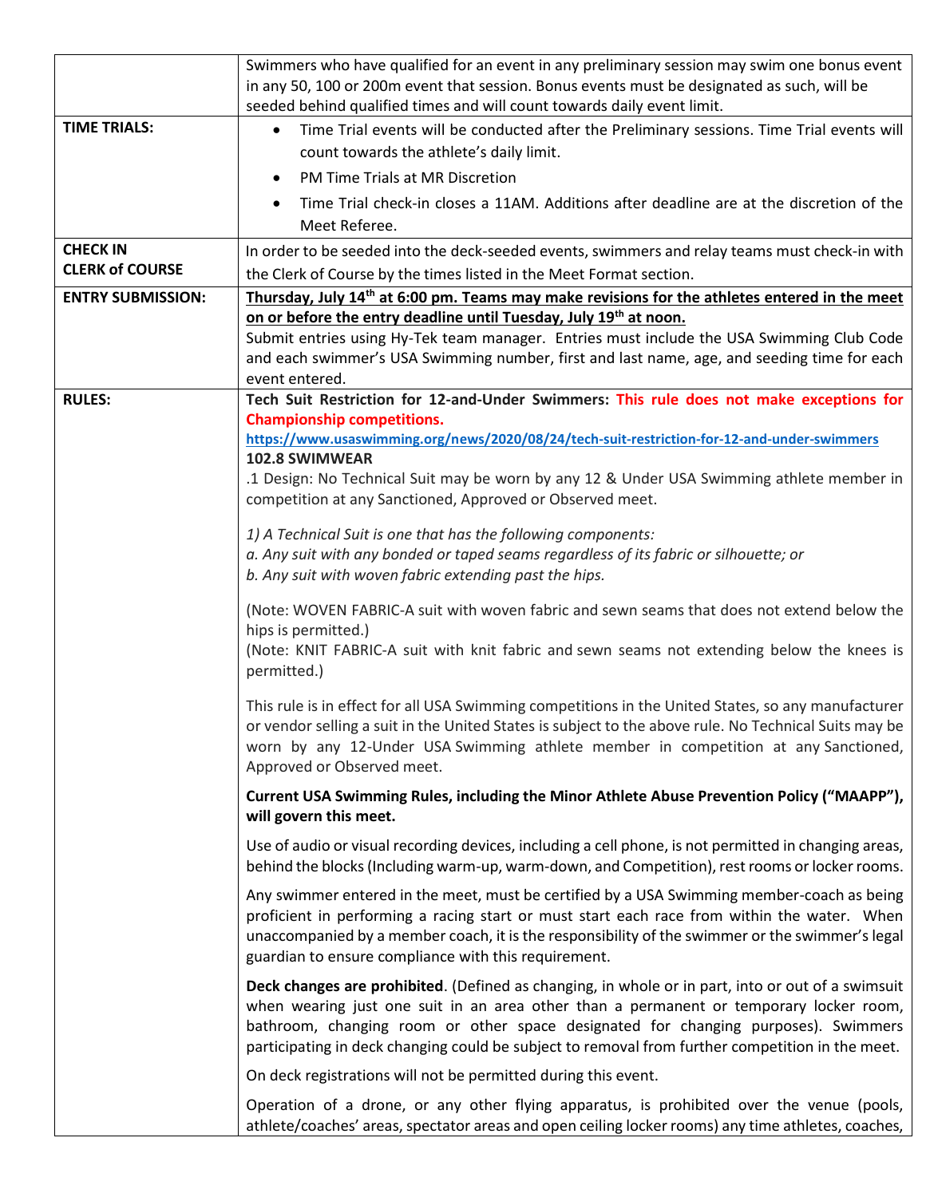| | |
|---|---|
| | Swimmers who have qualified for an event in any preliminary session may swim one bonus event in any 50, 100 or 200m event that session. Bonus events must be designated as such, will be seeded behind qualified times and will count towards daily event limit. |
| **TIME TRIALS:** | • Time Trial events will be conducted after the Preliminary sessions. Time Trial events will count towards the athlete's daily limit.<br>• PM Time Trials at MR Discretion<br>• Time Trial check-in closes a 11AM. Additions after deadline are at the discretion of the Meet Referee. |
| **CHECK IN CLERK of COURSE** | In order to be seeded into the deck-seeded events, swimmers and relay teams must check-in with the Clerk of Course by the times listed in the Meet Format section. |
| **ENTRY SUBMISSION:** | **Thursday, July 14th at 6:00 pm. Teams may make revisions for the athletes entered in the meet on or before the entry deadline until Tuesday, July 19th at noon.**<br>Submit entries using Hy-Tek team manager. Entries must include the USA Swimming Club Code and each swimmer's USA Swimming number, first and last name, age, and seeding time for each event entered. |
| **RULES:** | **Tech Suit Restriction for 12-and-Under Swimmers: This rule does not make exceptions for Championship competitions.**<br>**https://www.usaswimming.org/news/2020/08/24/tech-suit-restriction-for-12-and-under-swimmers**<br>**102.8 SWIMWEAR**<br>.1 Design: No Technical Suit may be worn by any 12 & Under USA Swimming athlete member in competition at any Sanctioned, Approved or Observed meet.<br><br>*1) A Technical Suit is one that has the following components:*<br>*a. Any suit with any bonded or taped seams regardless of its fabric or silhouette; or*<br>*b. Any suit with woven fabric extending past the hips.*<br><br>(Note: WOVEN FABRIC-A suit with woven fabric and sewn seams that does not extend below the hips is permitted.)<br>(Note: KNIT FABRIC-A suit with knit fabric and sewn seams not extending below the knees is permitted.)<br><br>This rule is in effect for all USA Swimming competitions in the United States, so any manufacturer or vendor selling a suit in the United States is subject to the above rule. No Technical Suits may be worn by any 12-Under USA Swimming athlete member in competition at any Sanctioned, Approved or Observed meet.<br><br>**Current USA Swimming Rules, including the Minor Athlete Abuse Prevention Policy ("MAAPP"), will govern this meet.**<br><br>Use of audio or visual recording devices, including a cell phone, is not permitted in changing areas, behind the blocks (Including warm-up, warm-down, and Competition), rest rooms or locker rooms.<br><br>Any swimmer entered in the meet, must be certified by a USA Swimming member-coach as being proficient in performing a racing start or must start each race from within the water. When unaccompanied by a member coach, it is the responsibility of the swimmer or the swimmer's legal guardian to ensure compliance with this requirement.<br><br>**Deck changes are prohibited**. (Defined as changing, in whole or in part, into or out of a swimsuit when wearing just one suit in an area other than a permanent or temporary locker room, bathroom, changing room or other space designated for changing purposes). Swimmers participating in deck changing could be subject to removal from further competition in the meet.<br><br>On deck registrations will not be permitted during this event.<br><br>Operation of a drone, or any other flying apparatus, is prohibited over the venue (pools, athlete/coaches' areas, spectator areas and open ceiling locker rooms) any time athletes, coaches, |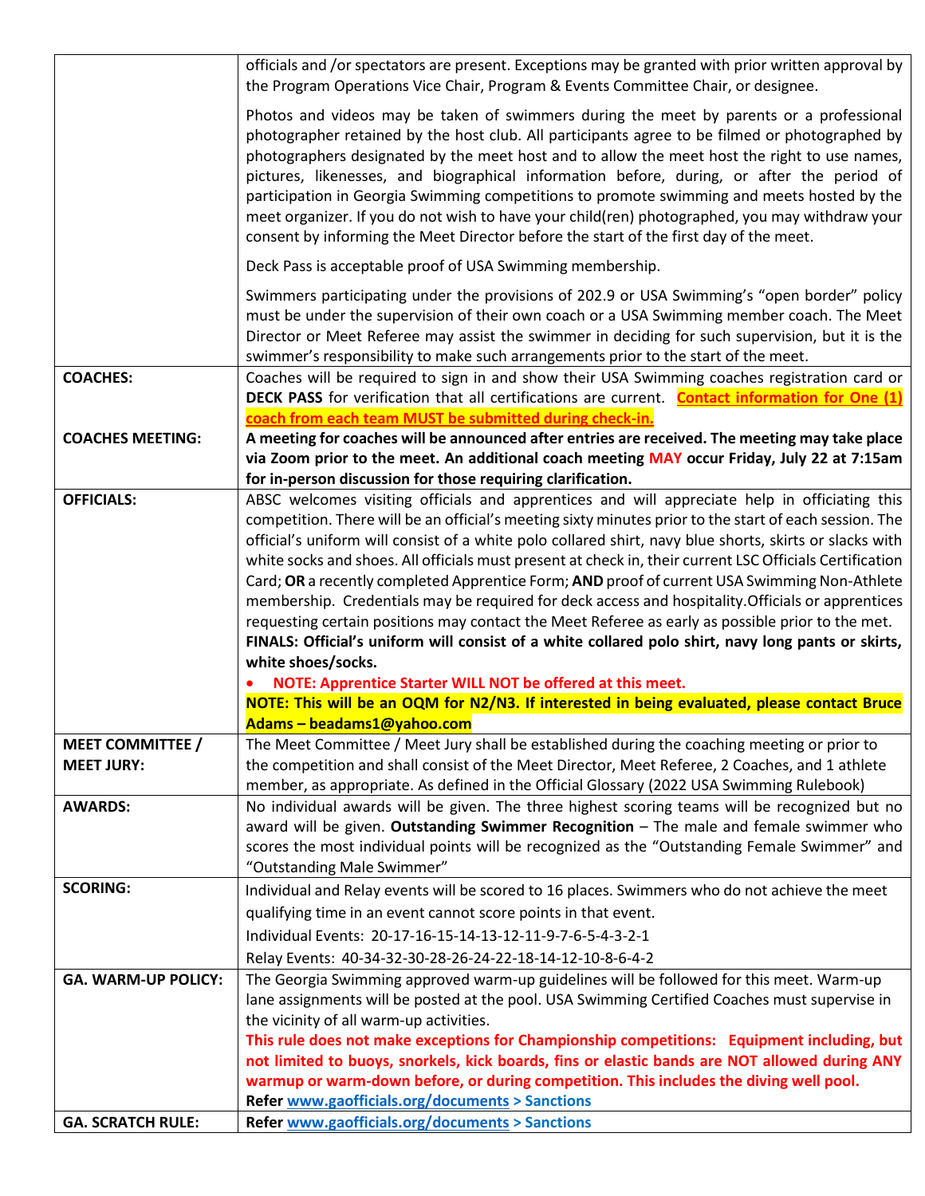| | |
|---|---|
| | officials and /or spectators are present. Exceptions may be granted with prior written approval by the Program Operations Vice Chair, Program & Events Committee Chair, or designee.<br><br>Photos and videos may be taken of swimmers during the meet by parents or a professional photographer retained by the host club. All participants agree to be filmed or photographed by photographers designated by the meet host and to allow the meet host the right to use names, pictures, likenesses, and biographical information before, during, or after the period of participation in Georgia Swimming competitions to promote swimming and meets hosted by the meet organizer. If you do not wish to have your child(ren) photographed, you may withdraw your consent by informing the Meet Director before the start of the first day of the meet.<br><br>Deck Pass is acceptable proof of USA Swimming membership.<br><br>Swimmers participating under the provisions of 202.9 or USA Swimming's "open border" policy must be under the supervision of their own coach or a USA Swimming member coach. The Meet Director or Meet Referee may assist the swimmer in deciding for such supervision, but it is the swimmer's responsibility to make such arrangements prior to the start of the meet. |
| **COACHES:**<br><br>**COACHES MEETING:** | Coaches will be required to sign in and show their USA Swimming coaches registration card or **DECK PASS** for verification that all certifications are current. **Contact information for One (1) coach from each team MUST be submitted during check-in.**<br><br>**A meeting for coaches will be announced after entries are received. The meeting may take place via Zoom prior to the meet. An additional coach meeting MAY occur Friday, July 22 at 7:15am for in-person discussion for those requiring clarification.** |
| **OFFICIALS:** | ABSC welcomes visiting officials and apprentices and will appreciate help in officiating this competition. There will be an official's meeting sixty minutes prior to the start of each session. The official's uniform will consist of a white polo collared shirt, navy blue shorts, skirts or slacks with white socks and shoes. All officials must present at check in, their current LSC Officials Certification Card; **OR** a recently completed Apprentice Form; **AND** proof of current USA Swimming Non-Athlete membership. Credentials may be required for deck access and hospitality.Officials or apprentices requesting certain positions may contact the Meet Referee as early as possible prior to the met.<br>**FINALS: Official's uniform will consist of a white collared polo shirt, navy long pants or skirts, white shoes/socks.**<br>• **NOTE: Apprentice Starter WILL NOT be offered at this meet.**<br>**NOTE: This will be an OQM for N2/N3. If interested in being evaluated, please contact Bruce Adams – beadams1@yahoo.com** |
| **MEET COMMITTEE / MEET JURY:** | The Meet Committee / Meet Jury shall be established during the coaching meeting or prior to the competition and shall consist of the Meet Director, Meet Referee, 2 Coaches, and 1 athlete member, as appropriate. As defined in the Official Glossary (2022 USA Swimming Rulebook) |
| **AWARDS:** | No individual awards will be given. The three highest scoring teams will be recognized but no award will be given. **Outstanding Swimmer Recognition** – The male and female swimmer who scores the most individual points will be recognized as the "Outstanding Female Swimmer" and "Outstanding Male Swimmer" |
| **SCORING:** | Individual and Relay events will be scored to 16 places. Swimmers who do not achieve the meet qualifying time in an event cannot score points in that event.<br>Individual Events: 20-17-16-15-14-13-12-11-9-7-6-5-4-3-2-1<br>Relay Events: 40-34-32-30-28-26-24-22-18-14-12-10-8-6-4-2 |
| **GA. WARM-UP POLICY:** | The Georgia Swimming approved warm-up guidelines will be followed for this meet. Warm-up lane assignments will be posted at the pool. USA Swimming Certified Coaches must supervise in the vicinity of all warm-up activities.<br>**This rule does not make exceptions for Championship competitions: Equipment including, but not limited to buoys, snorkels, kick boards, fins or elastic bands are NOT allowed during ANY warmup or warm-down before, or during competition. This includes the diving well pool.**<br>**Refer www.gaofficials.org/documents > Sanctions** |
| **GA. SCRATCH RULE:** | **Refer www.gaofficials.org/documents > Sanctions** |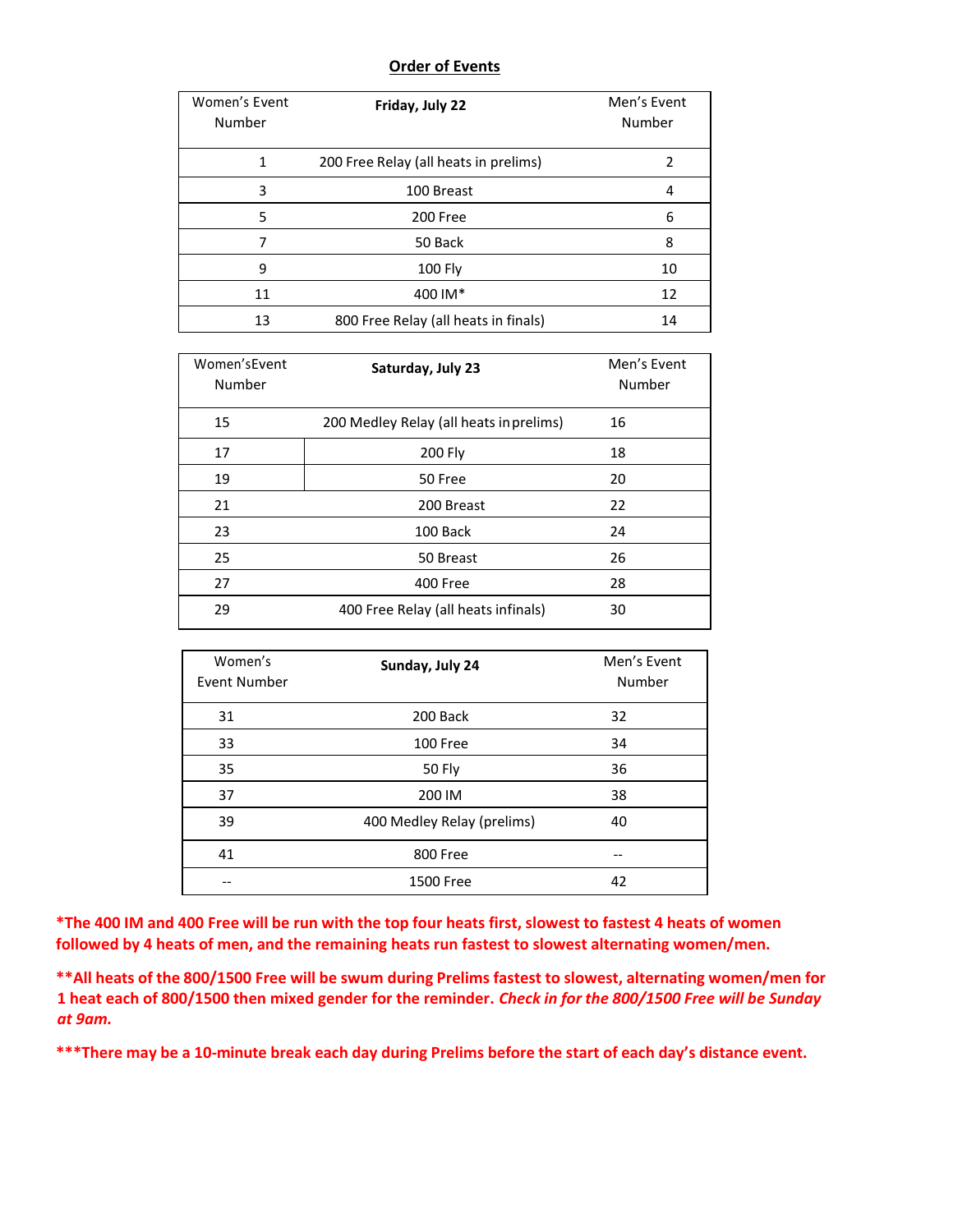**Order of Events**

| Women's Event Number | Friday, July 22 | Men's Event Number |
|---|---|---|
| 1 | 200 Free Relay (all heats in prelims) | 2 |
| 3 | 100 Breast | 4 |
| 5 | 200 Free | 6 |
| 7 | 50 Back | 8 |
| 9 | 100 Fly | 10 |
| 11 | 400 IM* | 12 |
| 13 | 800 Free Relay (all heats in finals) | 14 |

| Women'sEvent Number | Saturday, July 23 | Men's Event Number |
|---|---|---|
| 15 | 200 Medley Relay (all heats in prelims) | 16 |
| 17 | 200 Fly | 18 |
| 19 | 50 Free | 20 |
| 21 | 200 Breast | 22 |
| 23 | 100 Back | 24 |
| 25 | 50 Breast | 26 |
| 27 | 400 Free | 28 |
| 29 | 400 Free Relay (all heats infinals) | 30 |

| Women's Event Number | Sunday, July 24 | Men's Event Number |
|---|---|---|
| 31 | 200 Back | 32 |
| 33 | 100 Free | 34 |
| 35 | 50 Fly | 36 |
| 37 | 200 IM | 38 |
| 39 | 400 Medley Relay (prelims) | 40 |
| 41 | 800 Free | -- |
| -- | 1500 Free | 42 |

**\*The 400 IM and 400 Free will be run with the top four heats first, slowest to fastest 4 heats of women followed by 4 heats of men, and the remaining heats run fastest to slowest alternating women/men.**

**\*\*All heats of the 800/1500 Free will be swum during Prelims fastest to slowest, alternating women/men for 1 heat each of 800/1500 then mixed gender for the reminder. *Check in for the 800/1500 Free will be Sunday at 9am.***

**\*\*\*There may be a 10-minute break each day during Prelims before the start of each day's distance event.**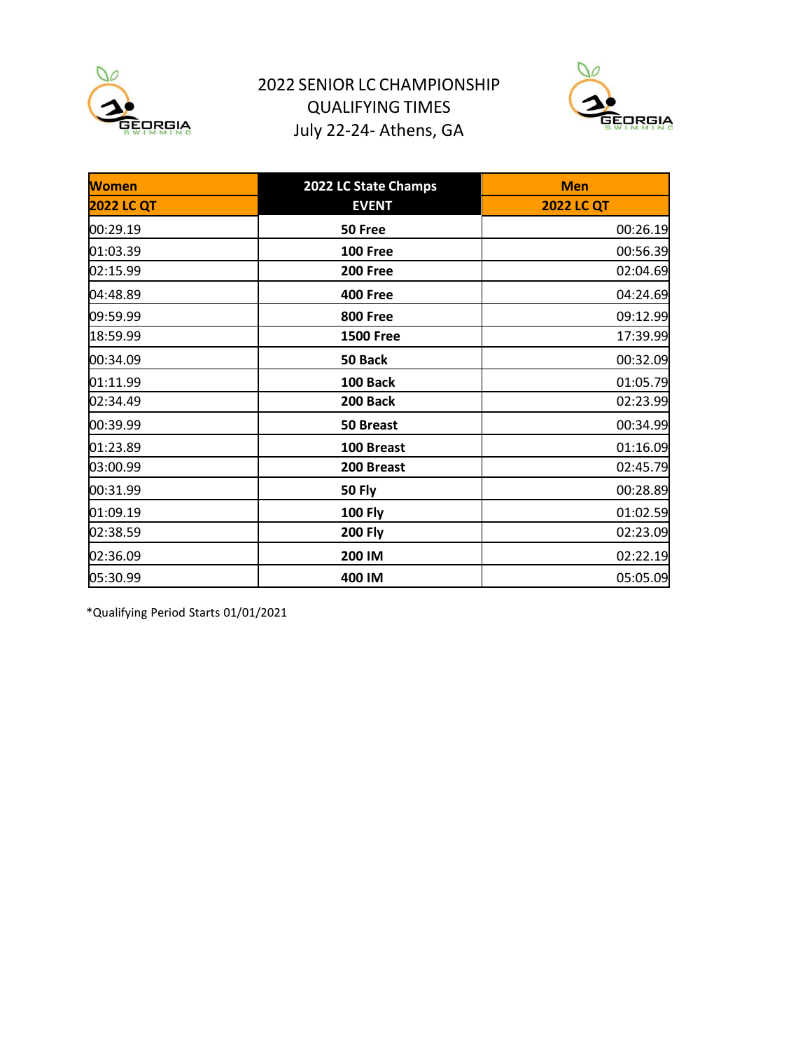# 2022 SENIOR LC CHAMPIONSHIP QUALIFYING TIMES

July 22-24- Athens, GA

| Women | 2022 LC State Champs | Men |
|---|---|---|
| 2022 LC QT | EVENT | 2022 LC QT |
| 00:29.19 | 50 Free | 00:26.19 |
| 01:03.39 | 100 Free | 00:56.39 |
| 02:15.99 | 200 Free | 02:04.69 |
| 04:48.89 | 400 Free | 04:24.69 |
| 09:59.99 | 800 Free | 09:12.99 |
| 18:59.99 | 1500 Free | 17:39.99 |
| 00:34.09 | 50 Back | 00:32.09 |
| 01:11.99 | 100 Back | 01:05.79 |
| 02:34.49 | 200 Back | 02:23.99 |
| 00:39.99 | 50 Breast | 00:34.99 |
| 01:23.89 | 100 Breast | 01:16.09 |
| 03:00.99 | 200 Breast | 02:45.79 |
| 00:31.99 | 50 Fly | 00:28.89 |
| 01:09.19 | 100 Fly | 01:02.59 |
| 02:38.59 | 200 Fly | 02:23.09 |
| 02:36.09 | 200 IM | 02:22.19 |
| 05:30.99 | 400 IM | 05:05.09 |

*Qualifying Period Starts 01/01/2021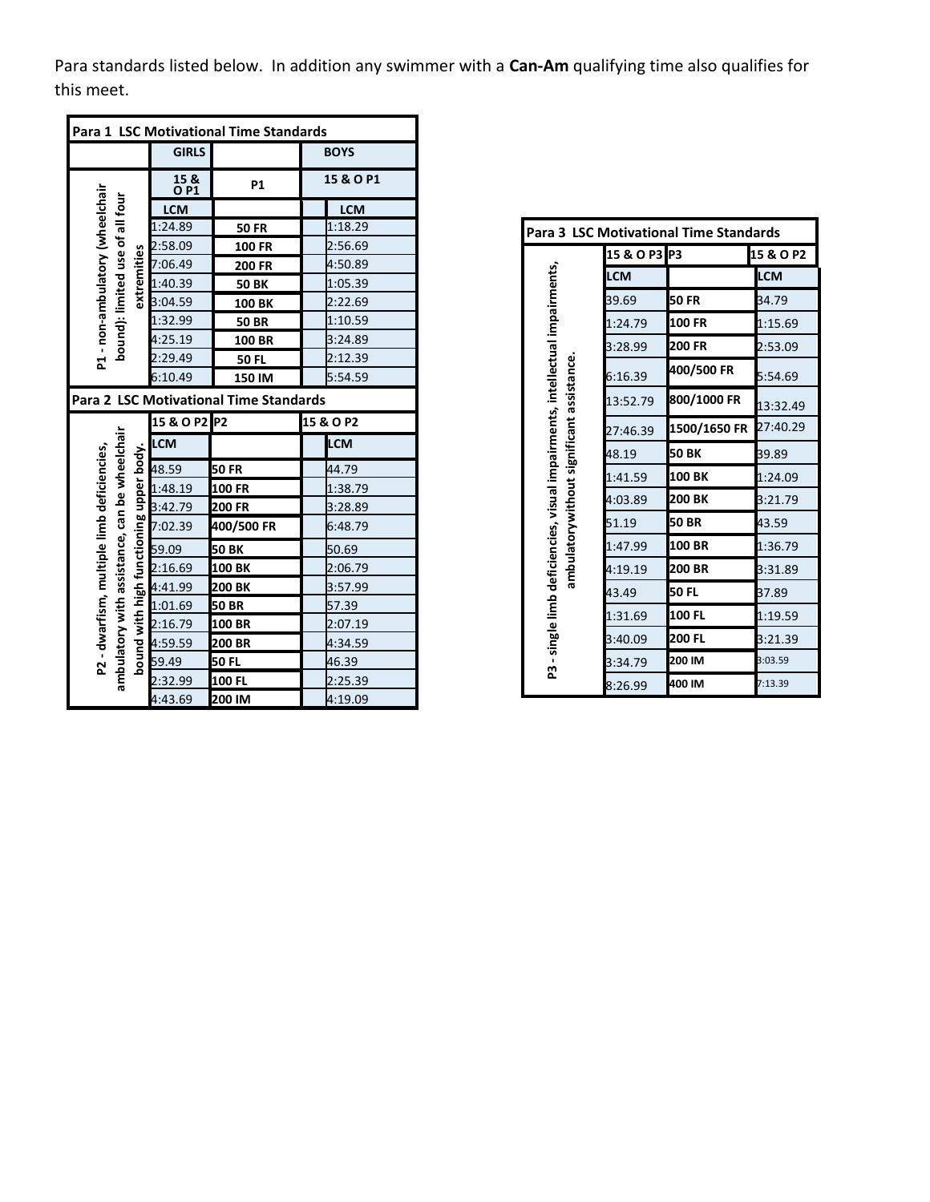Para standards listed below. In addition any swimmer with a **Can-Am** qualifying time also qualifies for this meet.

| Para 1 LSC Motivational Time Standards | | | |
|---|---|---|---|
| | GIRLS | | BOYS |
| P1 - non-ambulatory (wheelchair bound): limited use of all four extremities | 15 & O P1 | P1 | 15 & O P1 |
| | LCM | | LCM |
| | 1:24.89 | 50 FR | 1:18.29 |
| | 2:58.09 | 100 FR | 2:56.69 |
| | 7:06.49 | 200 FR | 4:50.89 |
| | 1:40.39 | 50 BK | 1:05.39 |
| | 3:04.59 | 100 BK | 2:22.69 |
| | 1:32.99 | 50 BR | 1:10.59 |
| | 4:25.19 | 100 BR | 3:24.89 |
| | 2:29.49 | 50 FL | 2:12.39 |
| | 6:10.49 | 150 IM | 5:54.59 |

| Para 2 LSC Motivational Time Standards | | | |
|---|---|---|---|
| P2 - dwarfism, multiple limb deficiencies, ambulatory with assistance, can be wheelchair bound with high functioning upper body. | 15 & O P2 | P2 | 15 & O P2 |
| | LCM | | LCM |
| | 48.59 | 50 FR | 44.79 |
| | 1:48.19 | 100 FR | 1:38.79 |
| | 3:42.79 | 200 FR | 3:28.89 |
| | 7:02.39 | 400/500 FR | 6:48.79 |
| | 59.09 | 50 BK | 50.69 |
| | 2:16.69 | 100 BK | 2:06.79 |
| | 4:41.99 | 200 BK | 3:57.99 |
| | 1:01.69 | 50 BR | 57.39 |
| | 2:16.79 | 100 BR | 2:07.19 |
| | 4:59.59 | 200 BR | 4:34.59 |
| | 59.49 | 50 FL | 46.39 |
| | 2:32.99 | 100 FL | 2:25.39 |
| | 4:43.69 | 200 IM | 4:19.09 |

| Para 3 LSC Motivational Time Standards | | | |
|---|---|---|---|
| P3 - single limb deficiencies, visual impairments, intellectual impairments, ambulatorywithout significant assistance. | 15 & O P3 | P3 | 15 & O P2 |
| | LCM | | LCM |
| | 39.69 | 50 FR | 34.79 |
| | 1:24.79 | 100 FR | 1:15.69 |
| | 3:28.99 | 200 FR | 2:53.09 |
| | 6:16.39 | 400/500 FR | 5:54.69 |
| | 13:52.79 | 800/1000 FR | 13:32.49 |
| | 27:46.39 | 1500/1650 FR | 27:40.29 |
| | 48.19 | 50 BK | 39.89 |
| | 1:41.59 | 100 BK | 1:24.09 |
| | 4:03.89 | 200 BK | 3:21.79 |
| | 51.19 | 50 BR | 43.59 |
| | 1:47.99 | 100 BR | 1:36.79 |
| | 4:19.19 | 200 BR | 3:31.89 |
| | 43.49 | 50 FL | 37.89 |
| | 1:31.69 | 100 FL | 1:19.59 |
| | 3:40.09 | 200 FL | 3:21.39 |
| | 3:34.79 | 200 IM | 3:03.59 |
| | 8:26.99 | 400 IM | 7:13.39 |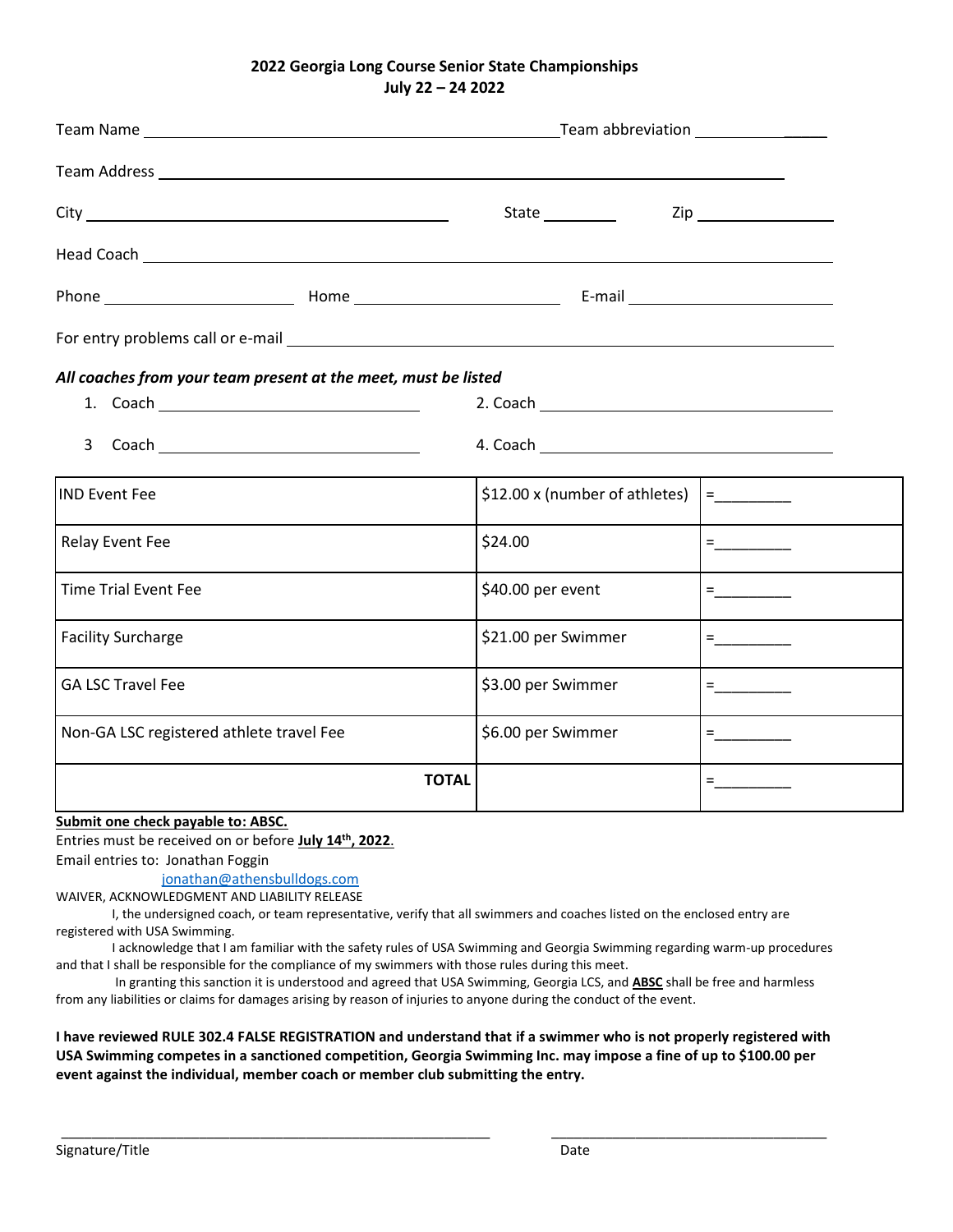**2022 Georgia Long Course Senior State Championships**
**July 22 – 24 2022**

Team Name ______________________________ Team abbreviation ____________

Team Address ______________________________________________

City ______________________________ State ________ Zip ______________

Head Coach ______________________________________________

Phone ________________ Home ________________ E-mail ________________

For entry problems call or e-mail ______________________________________

***All coaches from your team present at the meet, must be listed***

1. Coach ______________________ 2. Coach ______________________

3 Coach ______________________ 4. Coach ______________________

| | | |
|---|---|---|
| IND Event Fee | $12.00 x (number of athletes) | =_________ |
| Relay Event Fee | $24.00 | =_________ |
| Time Trial Event Fee | $40.00 per event | =_________ |
| Facility Surcharge | $21.00 per Swimmer | =_________ |
| GA LSC Travel Fee | $3.00 per Swimmer | =_________ |
| Non-GA LSC registered athlete travel Fee | $6.00 per Swimmer | =_________ |
| **TOTAL** | | =_________ |

**Submit one check payable to: ABSC.**

Entries must be received on or before **July 14th, 2022**.

Email entries to: Jonathan Foggin

jonathan@athensbulldogs.com

WAIVER, ACKNOWLEDGMENT AND LIABILITY RELEASE

I, the undersigned coach, or team representative, verify that all swimmers and coaches listed on the enclosed entry are registered with USA Swimming.

I acknowledge that I am familiar with the safety rules of USA Swimming and Georgia Swimming regarding warm-up procedures and that I shall be responsible for the compliance of my swimmers with those rules during this meet.

In granting this sanction it is understood and agreed that USA Swimming, Georgia LCS, and **ABSC** shall be free and harmless from any liabilities or claims for damages arising by reason of injuries to anyone during the conduct of the event.

**I have reviewed RULE 302.4 FALSE REGISTRATION and understand that if a swimmer who is not properly registered with USA Swimming competes in a sanctioned competition, Georgia Swimming Inc. may impose a fine of up to $100.00 per event against the individual, member coach or member club submitting the entry.**

_________________________________________ ______________________________

Signature/Title Date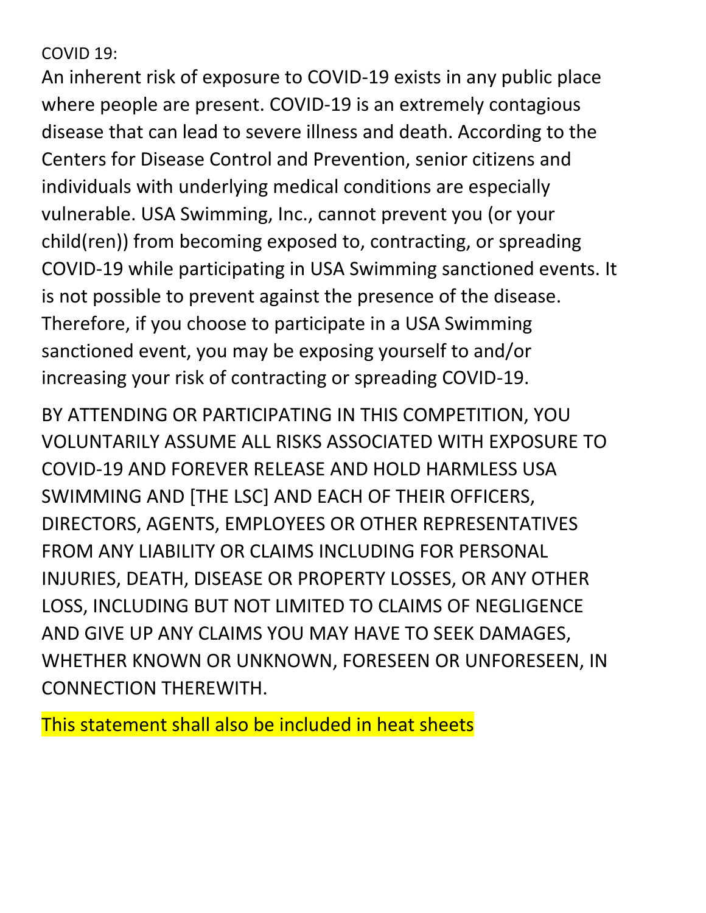COVID 19:

An inherent risk of exposure to COVID-19 exists in any public place where people are present. COVID-19 is an extremely contagious disease that can lead to severe illness and death. According to the Centers for Disease Control and Prevention, senior citizens and individuals with underlying medical conditions are especially vulnerable. USA Swimming, Inc., cannot prevent you (or your child(ren)) from becoming exposed to, contracting, or spreading COVID-19 while participating in USA Swimming sanctioned events. It is not possible to prevent against the presence of the disease. Therefore, if you choose to participate in a USA Swimming sanctioned event, you may be exposing yourself to and/or increasing your risk of contracting or spreading COVID-19.

BY ATTENDING OR PARTICIPATING IN THIS COMPETITION, YOU VOLUNTARILY ASSUME ALL RISKS ASSOCIATED WITH EXPOSURE TO COVID-19 AND FOREVER RELEASE AND HOLD HARMLESS USA SWIMMING AND [THE LSC] AND EACH OF THEIR OFFICERS, DIRECTORS, AGENTS, EMPLOYEES OR OTHER REPRESENTATIVES FROM ANY LIABILITY OR CLAIMS INCLUDING FOR PERSONAL INJURIES, DEATH, DISEASE OR PROPERTY LOSSES, OR ANY OTHER LOSS, INCLUDING BUT NOT LIMITED TO CLAIMS OF NEGLIGENCE AND GIVE UP ANY CLAIMS YOU MAY HAVE TO SEEK DAMAGES, WHETHER KNOWN OR UNKNOWN, FORESEEN OR UNFORESEEN, IN CONNECTION THEREWITH.

This statement shall also be included in heat sheets